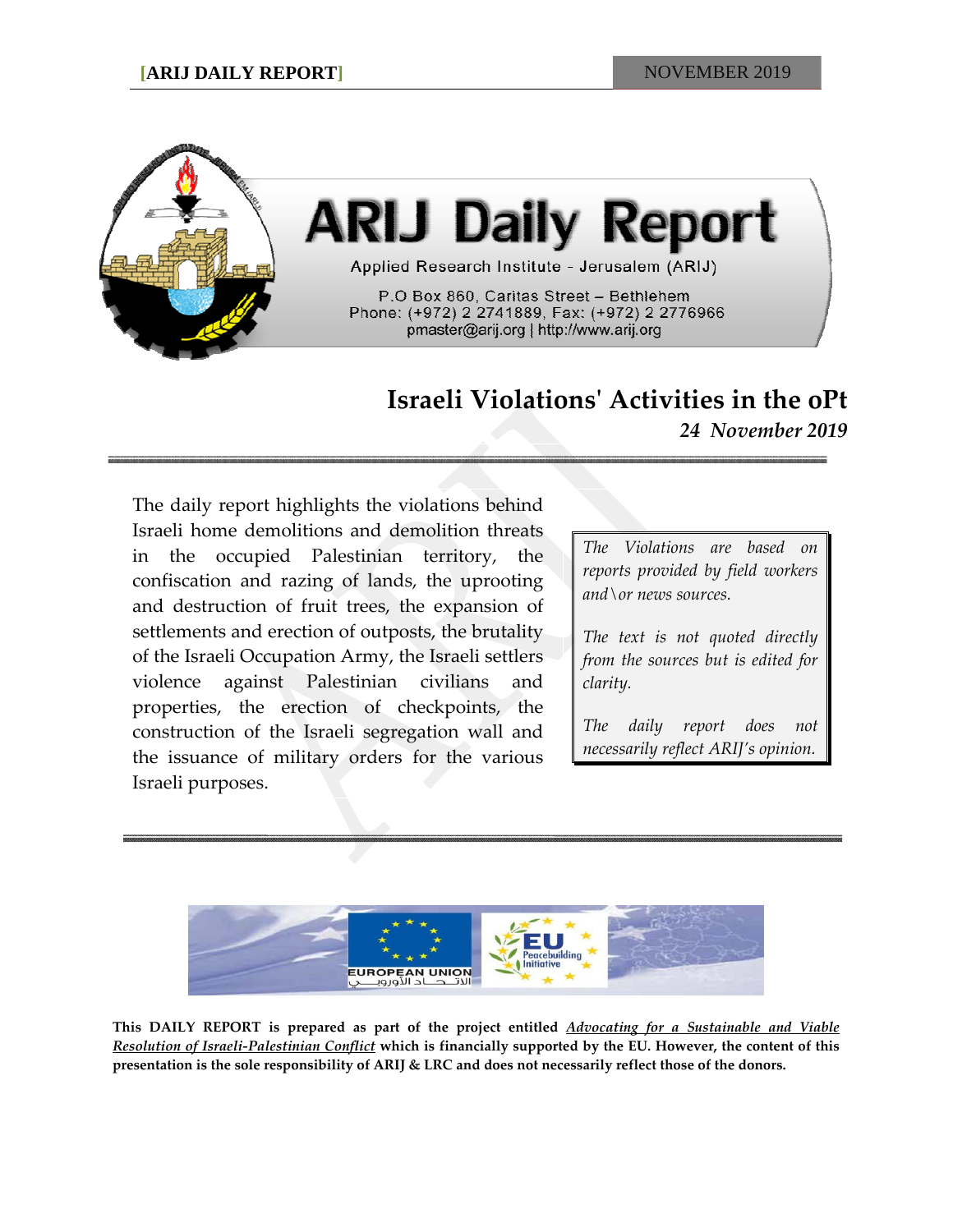# ARIJ Daily Report

Applied Research Institute - Jerusalem (ARIJ)

P.O Box 860, Caritas Street – Bethlehem
Phone: (+972) 2 2741889, Fax: (+972) 2 2776966
pmaster@arij.org | http://www.arij.org

## Israeli Violations' Activities in the oPt

***24 November 2019***

The daily report highlights the violations behind Israeli home demolitions and demolition threats in the occupied Palestinian territory, the confiscation and razing of lands, the uprooting and destruction of fruit trees, the expansion of settlements and erection of outposts, the brutality of the Israeli Occupation Army, the Israeli settlers violence against Palestinian civilians and properties, the erection of checkpoints, the construction of the Israeli segregation wall and the issuance of military orders for the various Israeli purposes.

*The Violations are based on reports provided by field workers and\or news sources.*

*The text is not quoted directly from the sources but is edited for clarity.*

*The daily report does not necessarily reflect ARIJ's opinion.*

EUROPEAN UNION الاتحاد الأوروبي

EU Peacebuilding Initiative

**This DAILY REPORT is prepared as part of the project entitled *Advocating for a Sustainable and Viable Resolution of Israeli-Palestinian Conflict* which is financially supported by the EU. However, the content of this presentation is the sole responsibility of ARIJ & LRC and does not necessarily reflect those of the donors.**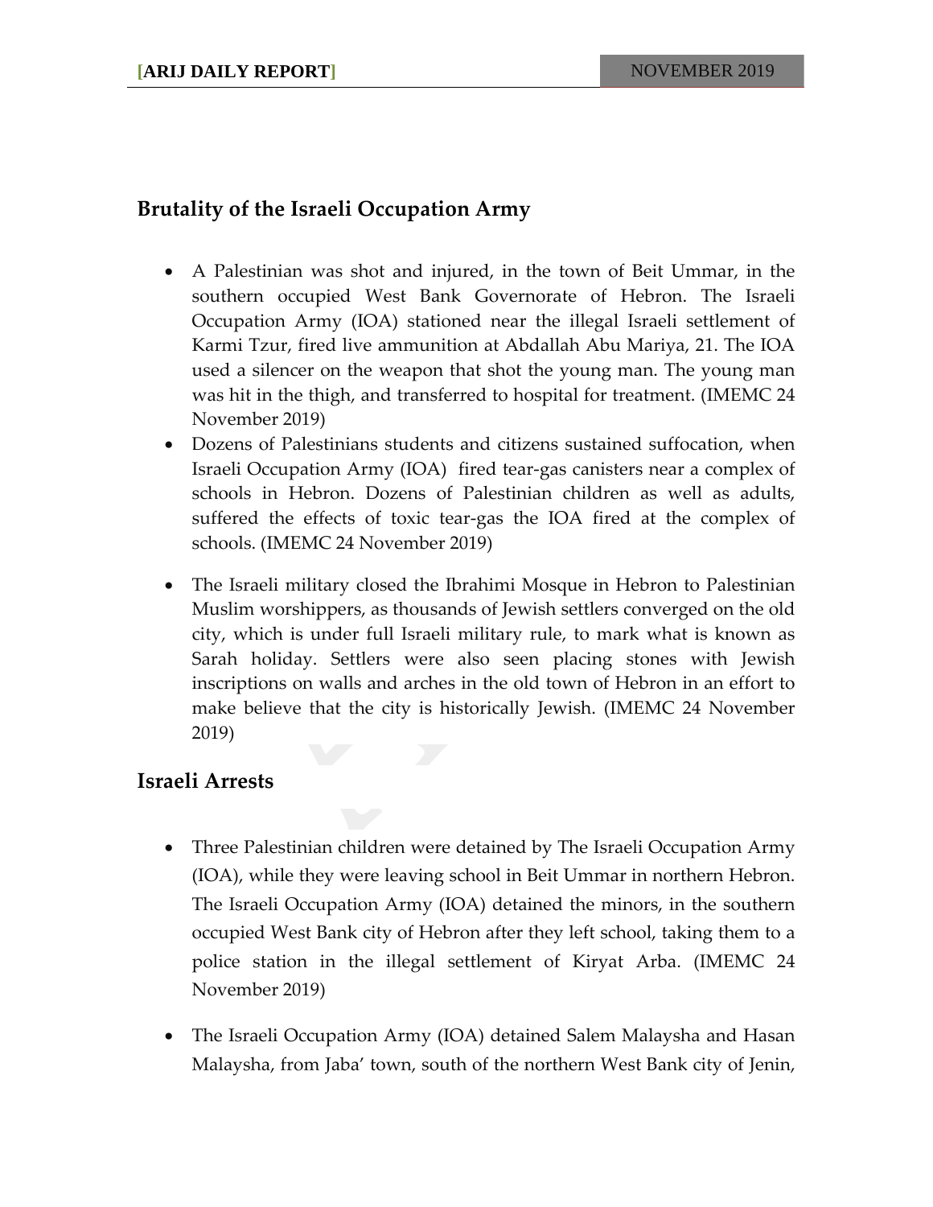## Brutality of the Israeli Occupation Army

- A Palestinian was shot and injured, in the town of Beit Ummar, in the southern occupied West Bank Governorate of Hebron. The Israeli Occupation Army (IOA) stationed near the illegal Israeli settlement of Karmi Tzur, fired live ammunition at Abdallah Abu Mariya, 21. The IOA used a silencer on the weapon that shot the young man. The young man was hit in the thigh, and transferred to hospital for treatment. (IMEMC 24 November 2019)
- Dozens of Palestinians students and citizens sustained suffocation, when Israeli Occupation Army (IOA) fired tear-gas canisters near a complex of schools in Hebron. Dozens of Palestinian children as well as adults, suffered the effects of toxic tear-gas the IOA fired at the complex of schools. (IMEMC 24 November 2019)
- The Israeli military closed the Ibrahimi Mosque in Hebron to Palestinian Muslim worshippers, as thousands of Jewish settlers converged on the old city, which is under full Israeli military rule, to mark what is known as Sarah holiday. Settlers were also seen placing stones with Jewish inscriptions on walls and arches in the old town of Hebron in an effort to make believe that the city is historically Jewish. (IMEMC 24 November 2019)

## Israeli Arrests

- Three Palestinian children were detained by The Israeli Occupation Army (IOA), while they were leaving school in Beit Ummar in northern Hebron. The Israeli Occupation Army (IOA) detained the minors, in the southern occupied West Bank city of Hebron after they left school, taking them to a police station in the illegal settlement of Kiryat Arba. (IMEMC 24 November 2019)
- The Israeli Occupation Army (IOA) detained Salem Malaysha and Hasan Malaysha, from Jaba' town, south of the northern West Bank city of Jenin,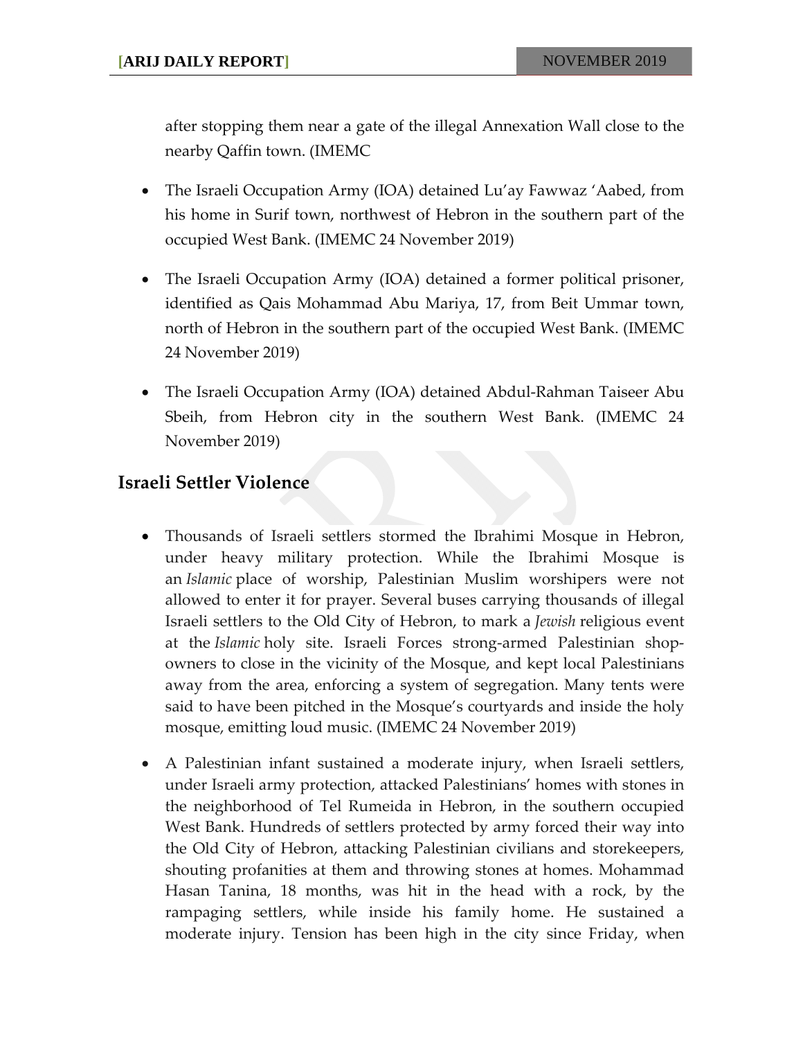after stopping them near a gate of the illegal Annexation Wall close to the nearby Qaffin town. (IMEMC

- The Israeli Occupation Army (IOA) detained Lu'ay Fawwaz 'Aabed, from his home in Surif town, northwest of Hebron in the southern part of the occupied West Bank. (IMEMC 24 November 2019)

- The Israeli Occupation Army (IOA) detained a former political prisoner, identified as Qais Mohammad Abu Mariya, 17, from Beit Ummar town, north of Hebron in the southern part of the occupied West Bank. (IMEMC 24 November 2019)

- The Israeli Occupation Army (IOA) detained Abdul-Rahman Taiseer Abu Sbeih, from Hebron city in the southern West Bank. (IMEMC 24 November 2019)

## Israeli Settler Violence

- Thousands of Israeli settlers stormed the Ibrahimi Mosque in Hebron, under heavy military protection. While the Ibrahimi Mosque is an *Islamic* place of worship, Palestinian Muslim worshipers were not allowed to enter it for prayer. Several buses carrying thousands of illegal Israeli settlers to the Old City of Hebron, to mark a *Jewish* religious event at the *Islamic* holy site. Israeli Forces strong-armed Palestinian shop-owners to close in the vicinity of the Mosque, and kept local Palestinians away from the area, enforcing a system of segregation. Many tents were said to have been pitched in the Mosque's courtyards and inside the holy mosque, emitting loud music. (IMEMC 24 November 2019)

- A Palestinian infant sustained a moderate injury, when Israeli settlers, under Israeli army protection, attacked Palestinians' homes with stones in the neighborhood of Tel Rumeida in Hebron, in the southern occupied West Bank. Hundreds of settlers protected by army forced their way into the Old City of Hebron, attacking Palestinian civilians and storekeepers, shouting profanities at them and throwing stones at homes. Mohammad Hasan Tanina, 18 months, was hit in the head with a rock, by the rampaging settlers, while inside his family home. He sustained a moderate injury. Tension has been high in the city since Friday, when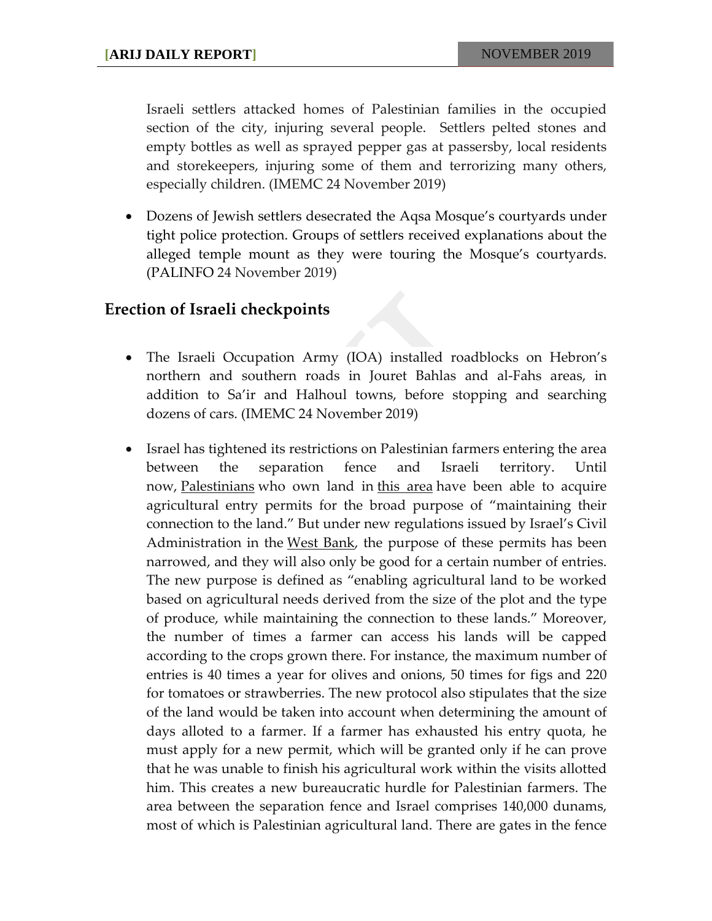Israeli settlers attacked homes of Palestinian families in the occupied section of the city, injuring several people. Settlers pelted stones and empty bottles as well as sprayed pepper gas at passersby, local residents and storekeepers, injuring some of them and terrorizing many others, especially children. (IMEMC 24 November 2019)

- Dozens of Jewish settlers desecrated the Aqsa Mosque's courtyards under tight police protection. Groups of settlers received explanations about the alleged temple mount as they were touring the Mosque's courtyards. (PALINFO 24 November 2019)

## Erection of Israeli checkpoints

- The Israeli Occupation Army (IOA) installed roadblocks on Hebron's northern and southern roads in Jouret Bahlas and al-Fahs areas, in addition to Sa'ir and Halhoul towns, before stopping and searching dozens of cars. (IMEMC 24 November 2019)

- Israel has tightened its restrictions on Palestinian farmers entering the area between the separation fence and Israeli territory. Until now, Palestinians who own land in this area have been able to acquire agricultural entry permits for the broad purpose of "maintaining their connection to the land." But under new regulations issued by Israel's Civil Administration in the West Bank, the purpose of these permits has been narrowed, and they will also only be good for a certain number of entries. The new purpose is defined as "enabling agricultural land to be worked based on agricultural needs derived from the size of the plot and the type of produce, while maintaining the connection to these lands." Moreover, the number of times a farmer can access his lands will be capped according to the crops grown there. For instance, the maximum number of entries is 40 times a year for olives and onions, 50 times for figs and 220 for tomatoes or strawberries. The new protocol also stipulates that the size of the land would be taken into account when determining the amount of days alloted to a farmer. If a farmer has exhausted his entry quota, he must apply for a new permit, which will be granted only if he can prove that he was unable to finish his agricultural work within the visits allotted him. This creates a new bureaucratic hurdle for Palestinian farmers. The area between the separation fence and Israel comprises 140,000 dunams, most of which is Palestinian agricultural land. There are gates in the fence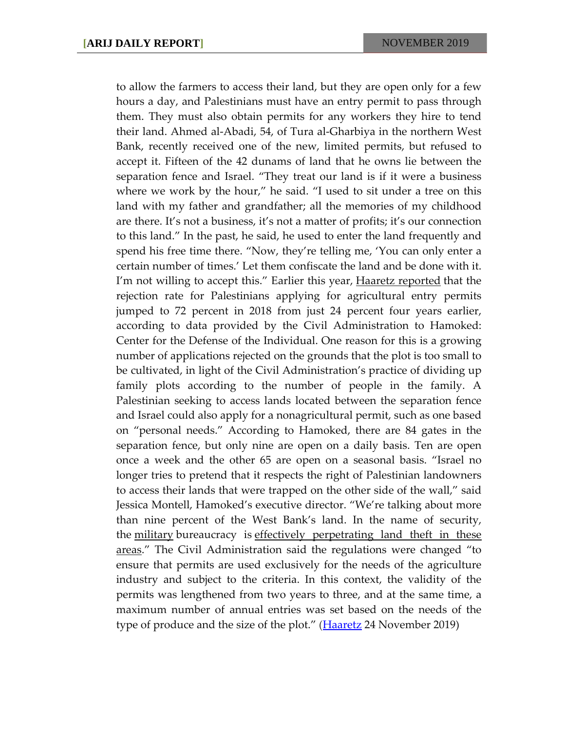to allow the farmers to access their land, but they are open only for a few hours a day, and Palestinians must have an entry permit to pass through them. They must also obtain permits for any workers they hire to tend their land. Ahmed al-Abadi, 54, of Tura al-Gharbiya in the northern West Bank, recently received one of the new, limited permits, but refused to accept it. Fifteen of the 42 dunams of land that he owns lie between the separation fence and Israel. "They treat our land is if it were a business where we work by the hour," he said. "I used to sit under a tree on this land with my father and grandfather; all the memories of my childhood are there. It's not a business, it's not a matter of profits; it's our connection to this land." In the past, he said, he used to enter the land frequently and spend his free time there. "Now, they're telling me, 'You can only enter a certain number of times.' Let them confiscate the land and be done with it. I'm not willing to accept this." Earlier this year, Haaretz reported that the rejection rate for Palestinians applying for agricultural entry permits jumped to 72 percent in 2018 from just 24 percent four years earlier, according to data provided by the Civil Administration to Hamoked: Center for the Defense of the Individual. One reason for this is a growing number of applications rejected on the grounds that the plot is too small to be cultivated, in light of the Civil Administration's practice of dividing up family plots according to the number of people in the family. A Palestinian seeking to access lands located between the separation fence and Israel could also apply for a nonagricultural permit, such as one based on "personal needs." According to Hamoked, there are 84 gates in the separation fence, but only nine are open on a daily basis. Ten are open once a week and the other 65 are open on a seasonal basis. "Israel no longer tries to pretend that it respects the right of Palestinian landowners to access their lands that were trapped on the other side of the wall," said Jessica Montell, Hamoked's executive director. "We're talking about more than nine percent of the West Bank's land. In the name of security, the military bureaucracy is effectively perpetrating land theft in these areas." The Civil Administration said the regulations were changed "to ensure that permits are used exclusively for the needs of the agriculture industry and subject to the criteria. In this context, the validity of the permits was lengthened from two years to three, and at the same time, a maximum number of annual entries was set based on the needs of the type of produce and the size of the plot." (Haaretz 24 November 2019)